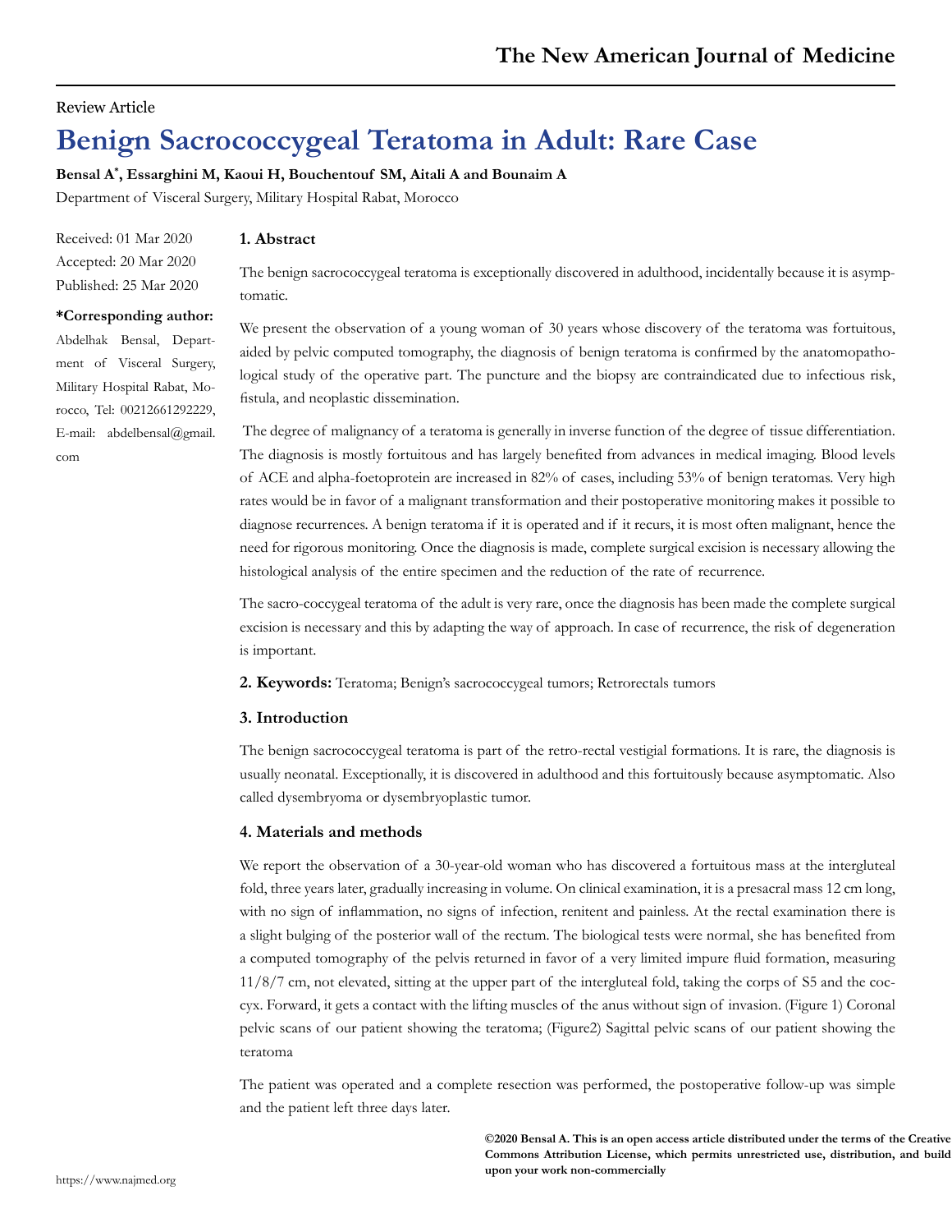Review Article

# Benign Sacrococcygeal Teratoma in Adult: Rare Case

**Bensal A*, Essarghini M, Kaoui H, Bouchentouf SM, Aitali A and Bounaim A**

Department of Visceral Surgery, Military Hospital Rabat, Morocco

Received: 01 Mar 2020
Accepted: 20 Mar 2020
Published: 25 Mar 2020

**\*Corresponding author:**
Abdelhak Bensal, Department of Visceral Surgery, Military Hospital Rabat, Morocco, Tel: 00212661292229, E-mail: abdelbensal@gmail.com

## 1. Abstract

The benign sacrococcygeal teratoma is exceptionally discovered in adulthood, incidentally because it is asymptomatic.

We present the observation of a young woman of 30 years whose discovery of the teratoma was fortuitous, aided by pelvic computed tomography, the diagnosis of benign teratoma is confirmed by the anatomopathological study of the operative part. The puncture and the biopsy are contraindicated due to infectious risk, fistula, and neoplastic dissemination.

The degree of malignancy of a teratoma is generally in inverse function of the degree of tissue differentiation. The diagnosis is mostly fortuitous and has largely benefited from advances in medical imaging. Blood levels of ACE and alpha-foetoprotein are increased in 82% of cases, including 53% of benign teratomas. Very high rates would be in favor of a malignant transformation and their postoperative monitoring makes it possible to diagnose recurrences. A benign teratoma if it is operated and if it recurs, it is most often malignant, hence the need for rigorous monitoring. Once the diagnosis is made, complete surgical excision is necessary allowing the histological analysis of the entire specimen and the reduction of the rate of recurrence.

The sacro-coccygeal teratoma of the adult is very rare, once the diagnosis has been made the complete surgical excision is necessary and this by adapting the way of approach. In case of recurrence, the risk of degeneration is important.

## 2. Keywords:

Teratoma; Benign's sacrococcygeal tumors; Retrorectals tumors

## 3. Introduction

The benign sacrococcygeal teratoma is part of the retro-rectal vestigial formations. It is rare, the diagnosis is usually neonatal. Exceptionally, it is discovered in adulthood and this fortuitously because asymptomatic. Also called dysembryoma or dysembryoplastic tumor.

## 4. Materials and methods

We report the observation of a 30-year-old woman who has discovered a fortuitous mass at the intergluteal fold, three years later, gradually increasing in volume. On clinical examination, it is a presacral mass 12 cm long, with no sign of inflammation, no signs of infection, renitent and painless. At the rectal examination there is a slight bulging of the posterior wall of the rectum. The biological tests were normal, she has benefited from a computed tomography of the pelvis returned in favor of a very limited impure fluid formation, measuring 11/8/7 cm, not elevated, sitting at the upper part of the intergluteal fold, taking the corps of S5 and the coccyx. Forward, it gets a contact with the lifting muscles of the anus without sign of invasion. (Figure 1) Coronal pelvic scans of our patient showing the teratoma; (Figure2) Sagittal pelvic scans of our patient showing the teratoma

The patient was operated and a complete resection was performed, the postoperative follow-up was simple and the patient left three days later.

**©2020 Bensal A. This is an open access article distributed under the terms of the Creative Commons Attribution License, which permits unrestricted use, distribution, and build upon your work non-commercially**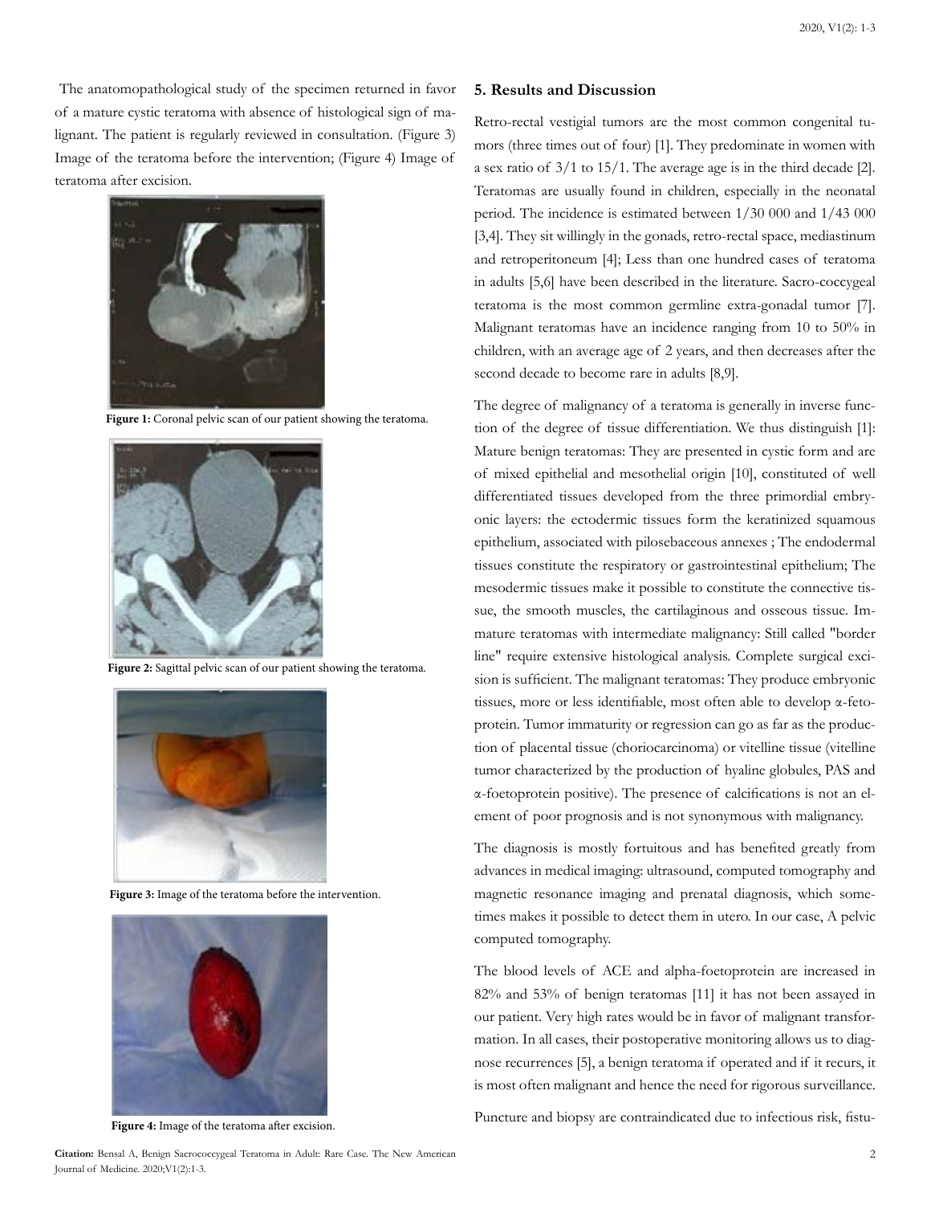The anatomopathological study of the specimen returned in favor of a mature cystic teratoma with absence of histological sign of malignant. The patient is regularly reviewed in consultation. (Figure 3) Image of the teratoma before the intervention; (Figure 4) Image of teratoma after excision.

**Figure 1:** Coronal pelvic scan of our patient showing the teratoma.

**Figure 2:** Sagittal pelvic scan of our patient showing the teratoma.

**Figure 3:** Image of the teratoma before the intervention.

**Figure 4:** Image of the teratoma after excision.

## 5. Results and Discussion

Retro-rectal vestigial tumors are the most common congenital tumors (three times out of four) [1]. They predominate in women with a sex ratio of 3/1 to 15/1. The average age is in the third decade [2]. Teratomas are usually found in children, especially in the neonatal period. The incidence is estimated between 1/30 000 and 1/43 000 [3,4]. They sit willingly in the gonads, retro-rectal space, mediastinum and retroperitoneum [4]; Less than one hundred cases of teratoma in adults [5,6] have been described in the literature. Sacro-coccygeal teratoma is the most common germline extra-gonadal tumor [7]. Malignant teratomas have an incidence ranging from 10 to 50% in children, with an average age of 2 years, and then decreases after the second decade to become rare in adults [8,9].

The degree of malignancy of a teratoma is generally in inverse function of the degree of tissue differentiation. We thus distinguish [1]: Mature benign teratomas: They are presented in cystic form and are of mixed epithelial and mesothelial origin [10], constituted of well differentiated tissues developed from the three primordial embryonic layers: the ectodermic tissues form the keratinized squamous epithelium, associated with pilosebaceous annexes ; The endodermal tissues constitute the respiratory or gastrointestinal epithelium; The mesodermic tissues make it possible to constitute the connective tissue, the smooth muscles, the cartilaginous and osseous tissue. Immature teratomas with intermediate malignancy: Still called "border line" require extensive histological analysis. Complete surgical excision is sufficient. The malignant teratomas: They produce embryonic tissues, more or less identifiable, most often able to develop α-fetoprotein. Tumor immaturity or regression can go as far as the production of placental tissue (choriocarcinoma) or vitelline tissue (vitelline tumor characterized by the production of hyaline globules, PAS and α-foetoprotein positive). The presence of calcifications is not an element of poor prognosis and is not synonymous with malignancy.

The diagnosis is mostly fortuitous and has benefited greatly from advances in medical imaging: ultrasound, computed tomography and magnetic resonance imaging and prenatal diagnosis, which sometimes makes it possible to detect them in utero. In our case, A pelvic computed tomography.

The blood levels of ACE and alpha-foetoprotein are increased in 82% and 53% of benign teratomas [11] it has not been assayed in our patient. Very high rates would be in favor of malignant transformation. In all cases, their postoperative monitoring allows us to diagnose recurrences [5], a benign teratoma if operated and if it recurs, it is most often malignant and hence the need for rigorous surveillance.

Puncture and biopsy are contraindicated due to infectious risk, fistu-

**Citation:** Bensal A, Benign Sacrococcygeal Teratoma in Adult: Rare Case. The New American Journal of Medicine. 2020;V1(2):1-3.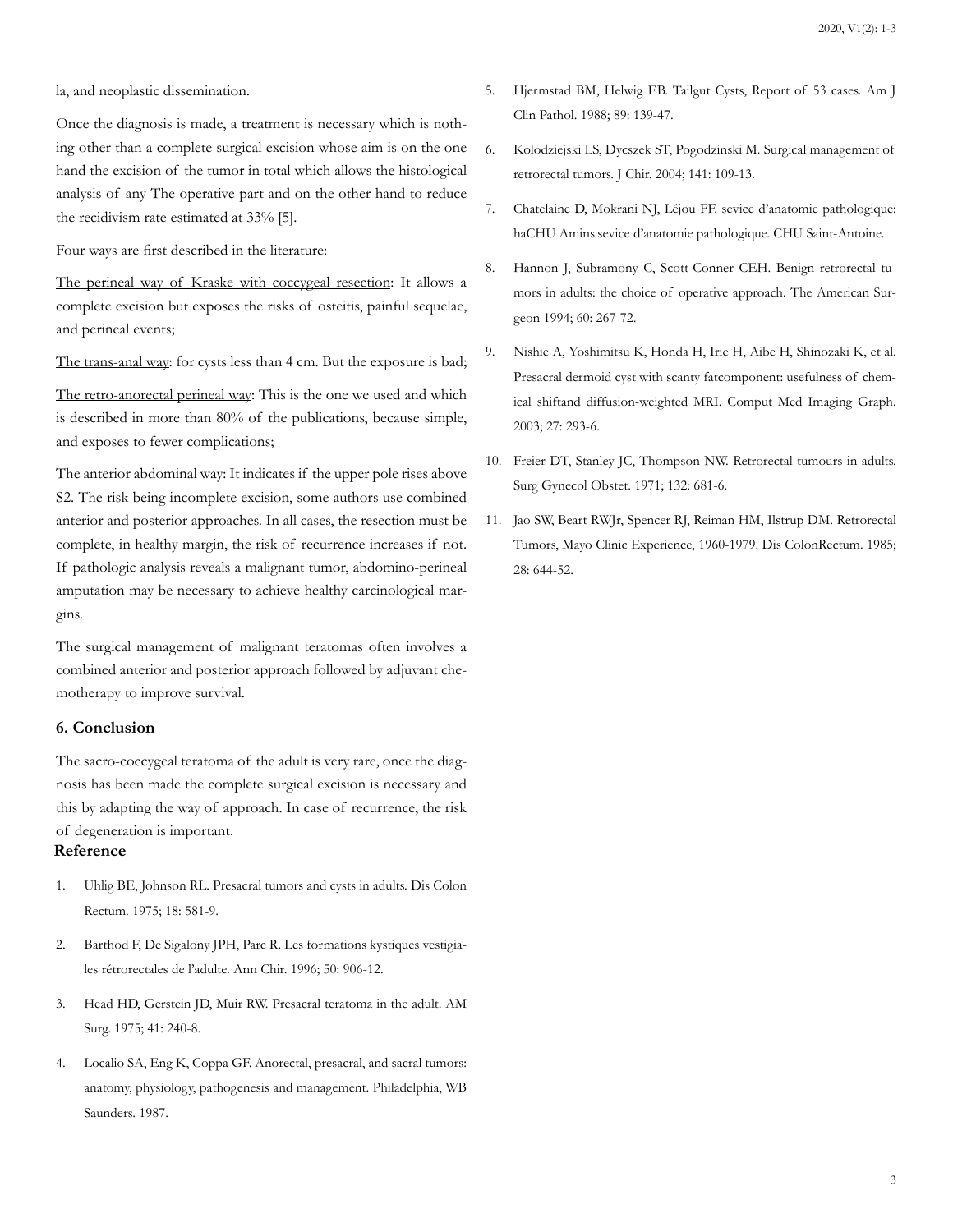la, and neoplastic dissemination.

Once the diagnosis is made, a treatment is necessary which is nothing other than a complete surgical excision whose aim is on the one hand the excision of the tumor in total which allows the histological analysis of any The operative part and on the other hand to reduce the recidivism rate estimated at 33% [5].

Four ways are first described in the literature:

The perineal way of Kraske with coccygeal resection: It allows a complete excision but exposes the risks of osteitis, painful sequelae, and perineal events;

The trans-anal way: for cysts less than 4 cm. But the exposure is bad;

The retro-anorectal perineal way: This is the one we used and which is described in more than 80% of the publications, because simple, and exposes to fewer complications;

The anterior abdominal way: It indicates if the upper pole rises above S2. The risk being incomplete excision, some authors use combined anterior and posterior approaches. In all cases, the resection must be complete, in healthy margin, the risk of recurrence increases if not. If pathologic analysis reveals a malignant tumor, abdomino-perineal amputation may be necessary to achieve healthy carcinological margins.

The surgical management of malignant teratomas often involves a combined anterior and posterior approach followed by adjuvant chemotherapy to improve survival.

## 6. Conclusion

The sacro-coccygeal teratoma of the adult is very rare, once the diagnosis has been made the complete surgical excision is necessary and this by adapting the way of approach. In case of recurrence, the risk of degeneration is important.

## Reference

1. Uhlig BE, Johnson RL. Presacral tumors and cysts in adults. Dis Colon Rectum. 1975; 18: 581-9.
2. Barthod F, De Sigalony JPH, Parc R. Les formations kystiques vestigiales rétrorectales de l'adulte. Ann Chir. 1996; 50: 906-12.
3. Head HD, Gerstein JD, Muir RW. Presacral teratoma in the adult. AM Surg. 1975; 41: 240-8.
4. Localio SA, Eng K, Coppa GF. Anorectal, presacral, and sacral tumors: anatomy, physiology, pathogenesis and management. Philadelphia, WB Saunders. 1987.
5. Hjermstad BM, Helwig EB. Tailgut Cysts, Report of 53 cases. Am J Clin Pathol. 1988; 89: 139-47.
6. Kolodziejski LS, Dycszek ST, Pogodzinski M. Surgical management of retrorectal tumors. J Chir. 2004; 141: 109-13.
7. Chatelaine D, Mokrani NJ, Léjou FF. sevice d'anatomie pathologique: haCHU Amins.sevice d'anatomie pathologique. CHU Saint-Antoine.
8. Hannon J, Subramony C, Scott-Conner CEH. Benign retrorectal tumors in adults: the choice of operative approach. The American Surgeon 1994; 60: 267-72.
9. Nishie A, Yoshimitsu K, Honda H, Irie H, Aibe H, Shinozaki K, et al. Presacral dermoid cyst with scanty fatcomponent: usefulness of chemical shiftand diffusion-weighted MRI. Comput Med Imaging Graph. 2003; 27: 293-6.
10. Freier DT, Stanley JC, Thompson NW. Retrorectal tumours in adults. Surg Gynecol Obstet. 1971; 132: 681-6.
11. Jao SW, Beart RWJr, Spencer RJ, Reiman HM, Ilstrup DM. Retrorectal Tumors, Mayo Clinic Experience, 1960-1979. Dis ColonRectum. 1985; 28: 644-52.